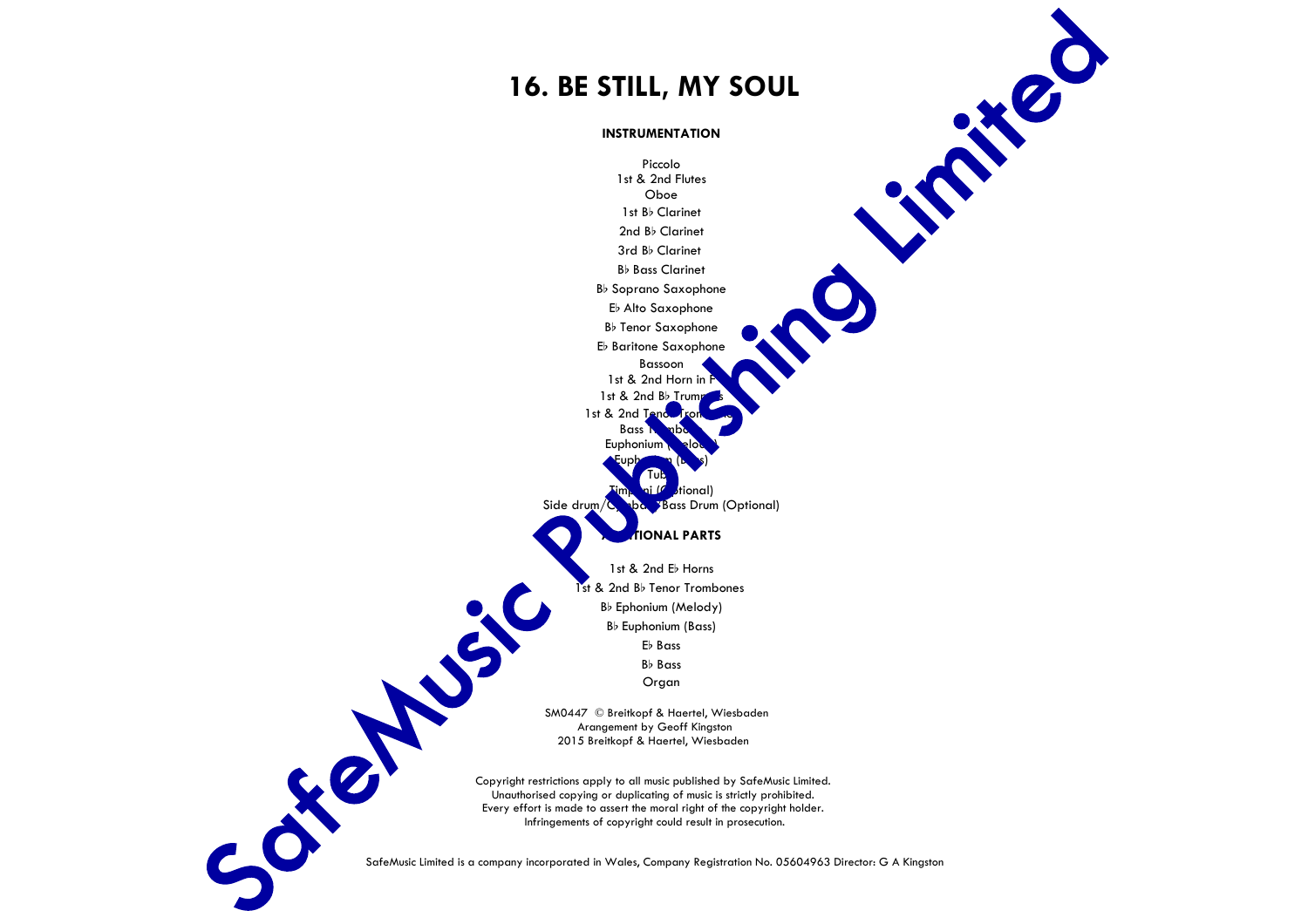# 16. BE STILL, MY SOUL

## INSTRUMENTATION

Piccolo
1st & 2nd Flutes
Oboe
1st B♭ Clarinet
2nd B♭ Clarinet
3rd B♭ Clarinet
B♭ Bass Clarinet
B♭ Soprano Saxophone
E♭ Alto Saxophone
B♭ Tenor Saxophone
E♭ Baritone Saxophone
Bassoon
1st & 2nd Horn in F
1st & 2nd B♭ Trumpets
1st & 2nd Tenor Trombones
Bass Trombone
Euphonium (Melody)
Euphonium (Bass)
Tuba
Timpani (Optional)
Side drum/Cymbals/Bass Drum (Optional)

## ADDITIONAL PARTS

1st & 2nd E♭ Horns
1st & 2nd B♭ Tenor Trombones
B♭ Ephonium (Melody)
B♭ Euphonium (Bass)
E♭ Bass
B♭ Bass
Organ

SM0447 © Breitkopf & Haertel, Wiesbaden
Arrangement by Geoff Kingston
2015 Breitkopf & Haertel, Wiesbaden

Copyright restrictions apply to all music published by SafeMusic Limited.
Unauthorised copying or duplicating of music is strictly prohibited.
Every effort is made to assert the moral right of the copyright holder.
Infringements of copyright could result in prosecution.

SafeMusic Limited is a company incorporated in Wales, Company Registration No. 05604963 Director: G A Kingston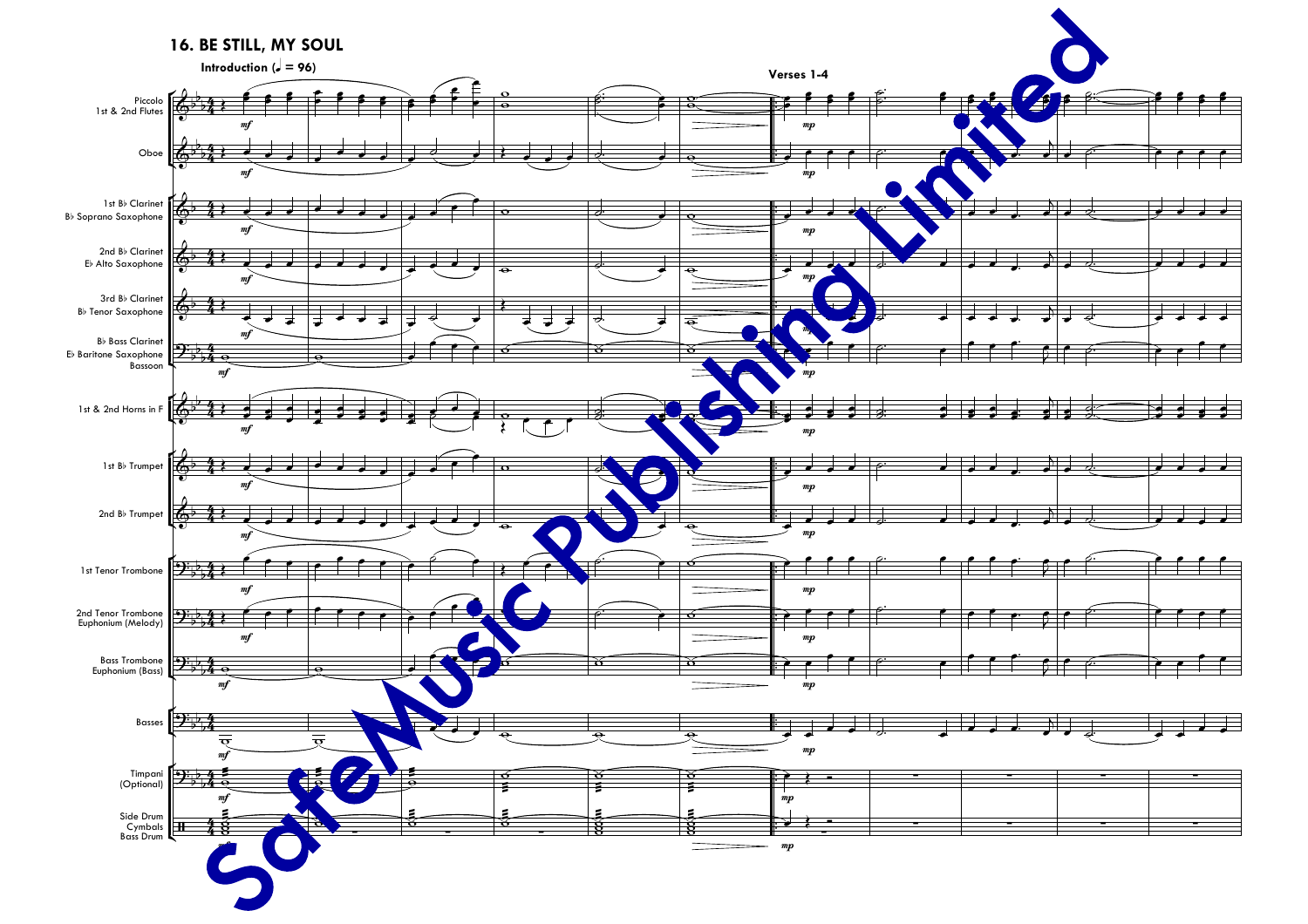# 16. BE STILL, MY SOUL

Introduction (♩ = 96)

Verses 1-4

Piccolo
1st & 2nd Flutes

Oboe

1st B♭ Clarinet
B♭ Soprano Saxophone

2nd B♭ Clarinet
E♭ Alto Saxophone

3rd B♭ Clarinet
B♭ Tenor Saxophone

B♭ Bass Clarinet
E♭ Baritone Saxophone
Bassoon

1st & 2nd Horns in F

1st B♭ Trumpet

2nd B♭ Trumpet

1st Tenor Trombone

2nd Tenor Trombone
Euphonium (Melody)

Bass Trombone
Euphonium (Bass)

Basses

Timpani
(Optional)

Side Drum
Cymbals
Bass Drum

SafeMusic Publishing Limited